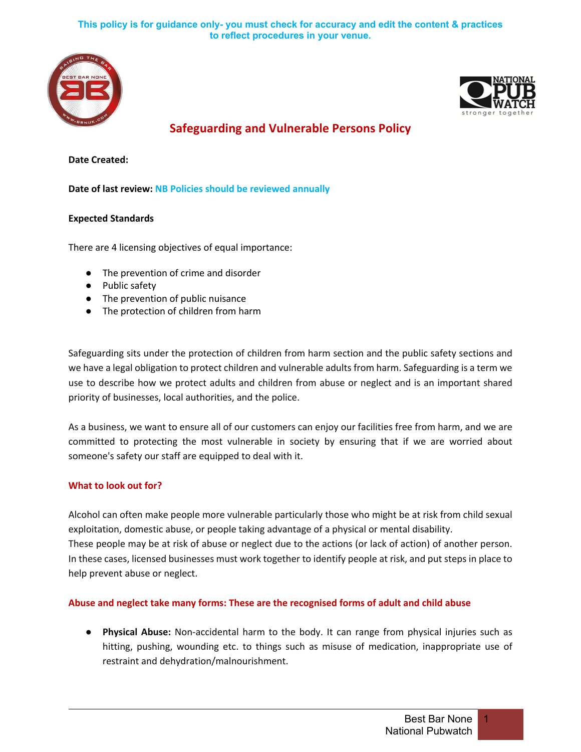This policy is for guidance only- you must check for accuracy and edit the content & practices to reflect procedures in your venue.

# Safeguarding and Vulnerable Persons Policy

**Date Created:**

**Date of last review:** NB Policies should be reviewed annually

**Expected Standards**

There are 4 licensing objectives of equal importance:

- The prevention of crime and disorder
- Public safety
- The prevention of public nuisance
- The protection of children from harm

Safeguarding sits under the protection of children from harm section and the public safety sections and we have a legal obligation to protect children and vulnerable adults from harm. Safeguarding is a term we use to describe how we protect adults and children from abuse or neglect and is an important shared priority of businesses, local authorities, and the police.

As a business, we want to ensure all of our customers can enjoy our facilities free from harm, and we are committed to protecting the most vulnerable in society by ensuring that if we are worried about someone's safety our staff are equipped to deal with it.

## What to look out for?

Alcohol can often make people more vulnerable particularly those who might be at risk from child sexual exploitation, domestic abuse, or people taking advantage of a physical or mental disability.
These people may be at risk of abuse or neglect due to the actions (or lack of action) of another person. In these cases, licensed businesses must work together to identify people at risk, and put steps in place to help prevent abuse or neglect.

## Abuse and neglect take many forms: These are the recognised forms of adult and child abuse

- **Physical Abuse:** Non-accidental harm to the body. It can range from physical injuries such as hitting, pushing, wounding etc. to things such as misuse of medication, inappropriate use of restraint and dehydration/malnourishment.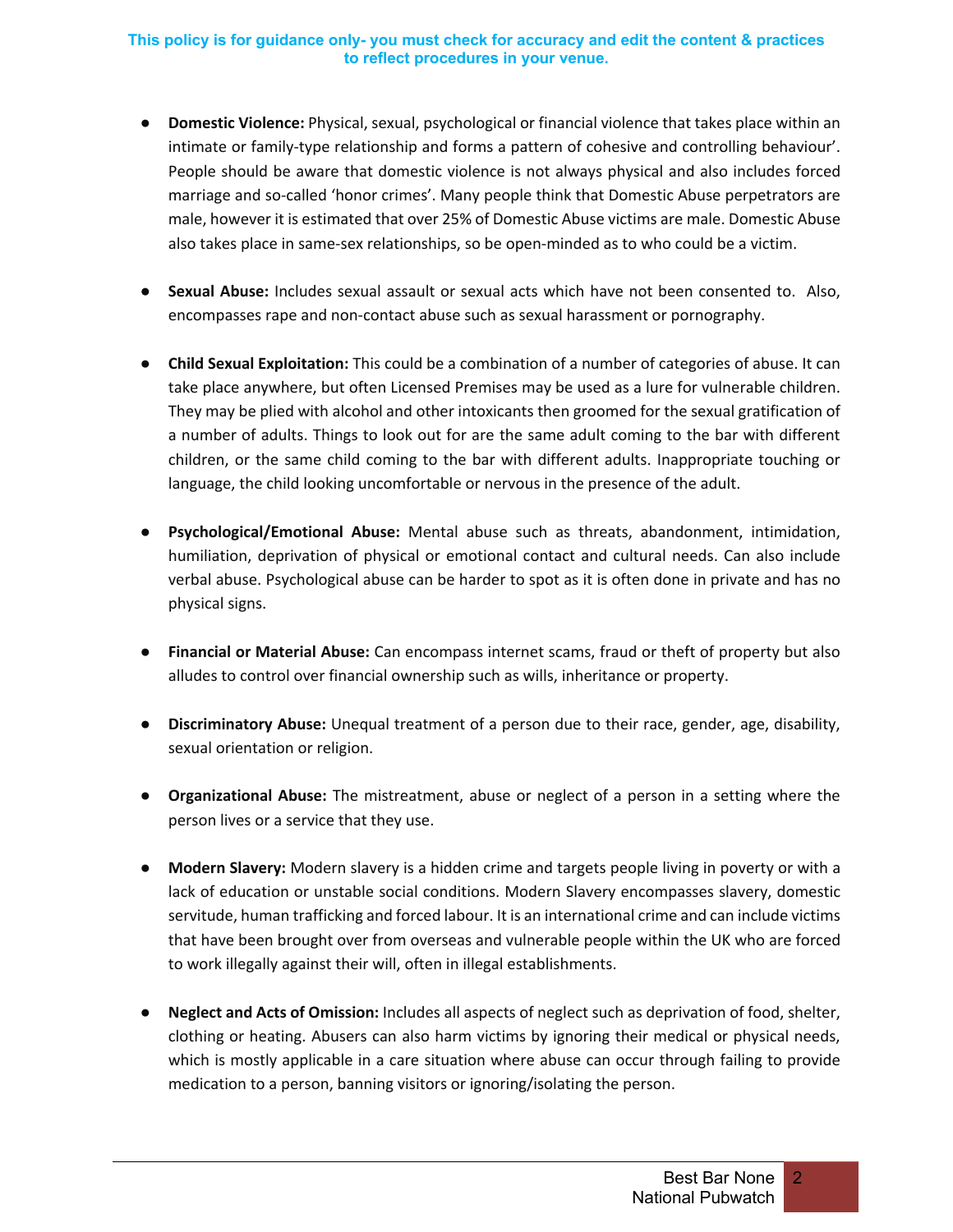**This policy is for guidance only- you must check for accuracy and edit the content & practices to reflect procedures in your venue.**

- **Domestic Violence:** Physical, sexual, psychological or financial violence that takes place within an intimate or family-type relationship and forms a pattern of cohesive and controlling behaviour'. People should be aware that domestic violence is not always physical and also includes forced marriage and so-called 'honor crimes'. Many people think that Domestic Abuse perpetrators are male, however it is estimated that over 25% of Domestic Abuse victims are male. Domestic Abuse also takes place in same-sex relationships, so be open-minded as to who could be a victim.

- **Sexual Abuse:** Includes sexual assault or sexual acts which have not been consented to. Also, encompasses rape and non-contact abuse such as sexual harassment or pornography.

- **Child Sexual Exploitation:** This could be a combination of a number of categories of abuse. It can take place anywhere, but often Licensed Premises may be used as a lure for vulnerable children. They may be plied with alcohol and other intoxicants then groomed for the sexual gratification of a number of adults. Things to look out for are the same adult coming to the bar with different children, or the same child coming to the bar with different adults. Inappropriate touching or language, the child looking uncomfortable or nervous in the presence of the adult.

- **Psychological/Emotional Abuse:** Mental abuse such as threats, abandonment, intimidation, humiliation, deprivation of physical or emotional contact and cultural needs. Can also include verbal abuse. Psychological abuse can be harder to spot as it is often done in private and has no physical signs.

- **Financial or Material Abuse:** Can encompass internet scams, fraud or theft of property but also alludes to control over financial ownership such as wills, inheritance or property.

- **Discriminatory Abuse:** Unequal treatment of a person due to their race, gender, age, disability, sexual orientation or religion.

- **Organizational Abuse:** The mistreatment, abuse or neglect of a person in a setting where the person lives or a service that they use.

- **Modern Slavery:** Modern slavery is a hidden crime and targets people living in poverty or with a lack of education or unstable social conditions. Modern Slavery encompasses slavery, domestic servitude, human trafficking and forced labour. It is an international crime and can include victims that have been brought over from overseas and vulnerable people within the UK who are forced to work illegally against their will, often in illegal establishments.

- **Neglect and Acts of Omission:** Includes all aspects of neglect such as deprivation of food, shelter, clothing or heating. Abusers can also harm victims by ignoring their medical or physical needs, which is mostly applicable in a care situation where abuse can occur through failing to provide medication to a person, banning visitors or ignoring/isolating the person.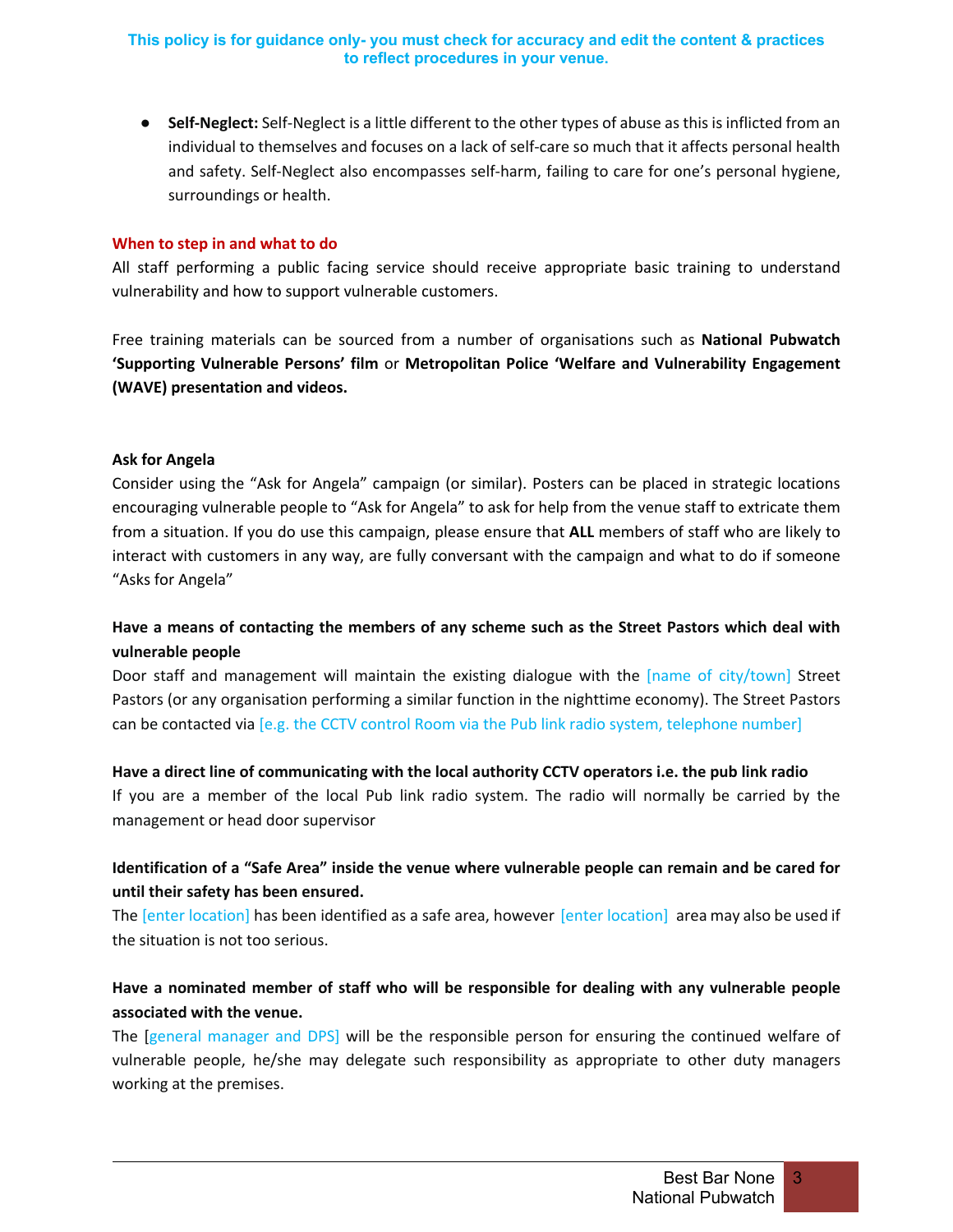- **Self-Neglect:** Self-Neglect is a little different to the other types of abuse as this is inflicted from an individual to themselves and focuses on a lack of self-care so much that it affects personal health and safety. Self-Neglect also encompasses self-harm, failing to care for one's personal hygiene, surroundings or health.

### When to step in and what to do

All staff performing a public facing service should receive appropriate basic training to understand vulnerability and how to support vulnerable customers.

Free training materials can be sourced from a number of organisations such as **National Pubwatch 'Supporting Vulnerable Persons' film** or **Metropolitan Police 'Welfare and Vulnerability Engagement (WAVE) presentation and videos.**

**Ask for Angela**

Consider using the "Ask for Angela" campaign (or similar). Posters can be placed in strategic locations encouraging vulnerable people to "Ask for Angela" to ask for help from the venue staff to extricate them from a situation. If you do use this campaign, please ensure that **ALL** members of staff who are likely to interact with customers in any way, are fully conversant with the campaign and what to do if someone "Asks for Angela"

**Have a means of contacting the members of any scheme such as the Street Pastors which deal with vulnerable people**

Door staff and management will maintain the existing dialogue with the [name of city/town] Street Pastors (or any organisation performing a similar function in the nighttime economy). The Street Pastors can be contacted via [e.g. the CCTV control Room via the Pub link radio system, telephone number]

**Have a direct line of communicating with the local authority CCTV operators i.e. the pub link radio**

If you are a member of the local Pub link radio system. The radio will normally be carried by the management or head door supervisor

**Identification of a "Safe Area" inside the venue where vulnerable people can remain and be cared for until their safety has been ensured.**

The [enter location] has been identified as a safe area, however [enter location] area may also be used if the situation is not too serious.

**Have a nominated member of staff who will be responsible for dealing with any vulnerable people associated with the venue.**

The [general manager and DPS] will be the responsible person for ensuring the continued welfare of vulnerable people, he/she may delegate such responsibility as appropriate to other duty managers working at the premises.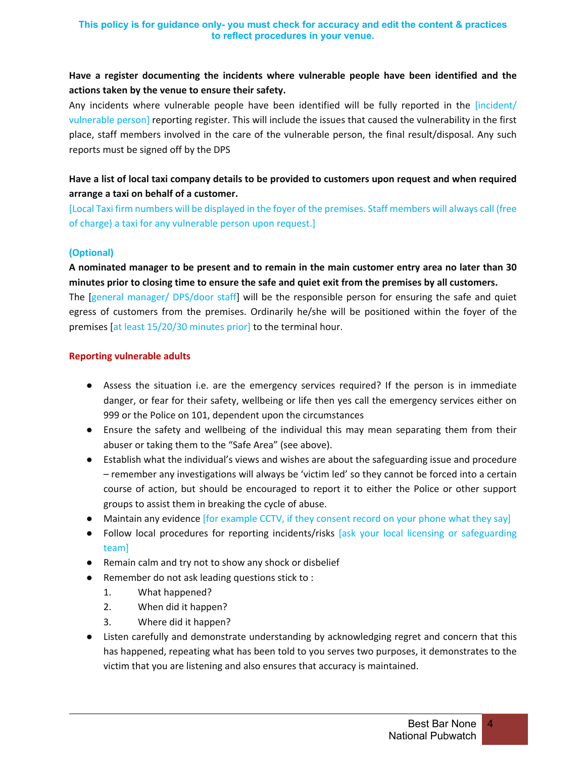This policy is for guidance only- you must check for accuracy and edit the content & practices to reflect procedures in your venue.

**Have a register documenting the incidents where vulnerable people have been identified and the actions taken by the venue to ensure their safety.**

Any incidents where vulnerable people have been identified will be fully reported in the [incident/ vulnerable person] reporting register. This will include the issues that caused the vulnerability in the first place, staff members involved in the care of the vulnerable person, the final result/disposal. Any such reports must be signed off by the DPS

**Have a list of local taxi company details to be provided to customers upon request and when required arrange a taxi on behalf of a customer.**

[Local Taxi firm numbers will be displayed in the foyer of the premises. Staff members will always call (free of charge) a taxi for any vulnerable person upon request.]

**(Optional)**

**A nominated manager to be present and to remain in the main customer entry area no later than 30 minutes prior to closing time to ensure the safe and quiet exit from the premises by all customers.**

The [general manager/ DPS/door staff] will be the responsible person for ensuring the safe and quiet egress of customers from the premises. Ordinarily he/she will be positioned within the foyer of the premises [at least 15/20/30 minutes prior] to the terminal hour.

**Reporting vulnerable adults**

- Assess the situation i.e. are the emergency services required? If the person is in immediate danger, or fear for their safety, wellbeing or life then yes call the emergency services either on 999 or the Police on 101, dependent upon the circumstances
- Ensure the safety and wellbeing of the individual this may mean separating them from their abuser or taking them to the "Safe Area" (see above).
- Establish what the individual's views and wishes are about the safeguarding issue and procedure – remember any investigations will always be 'victim led' so they cannot be forced into a certain course of action, but should be encouraged to report it to either the Police or other support groups to assist them in breaking the cycle of abuse.
- Maintain any evidence [for example CCTV, if they consent record on your phone what they say]
- Follow local procedures for reporting incidents/risks [ask your local licensing or safeguarding team]
- Remain calm and try not to show any shock or disbelief
- Remember do not ask leading questions stick to :
  1. What happened?
  2. When did it happen?
  3. Where did it happen?
- Listen carefully and demonstrate understanding by acknowledging regret and concern that this has happened, repeating what has been told to you serves two purposes, it demonstrates to the victim that you are listening and also ensures that accuracy is maintained.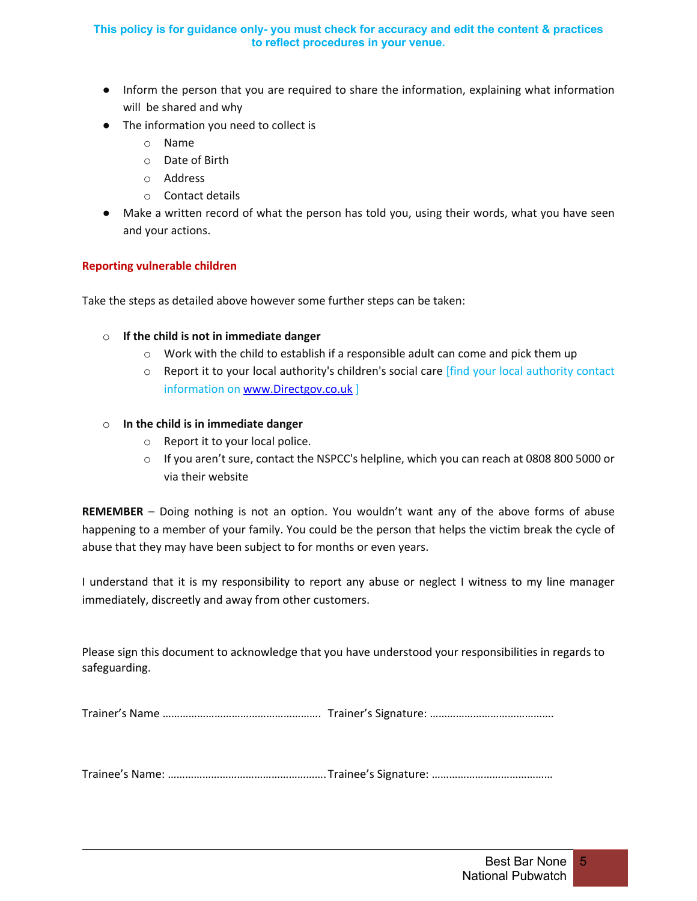This policy is for guidance only- you must check for accuracy and edit the content & practices to reflect procedures in your venue.

- Inform the person that you are required to share the information, explaining what information will be shared and why
- The information you need to collect is
  - Name
  - Date of Birth
  - Address
  - Contact details
- Make a written record of what the person has told you, using their words, what you have seen and your actions.

**Reporting vulnerable children**

Take the steps as detailed above however some further steps can be taken:

- **If the child is not in immediate danger**
  - Work with the child to establish if a responsible adult can come and pick them up
  - Report it to your local authority's children's social care [find your local authority contact information on www.Directgov.co.uk ]

- **In the child is in immediate danger**
  - Report it to your local police.
  - If you aren't sure, contact the NSPCC's helpline, which you can reach at 0808 800 5000 or via their website

**REMEMBER** – Doing nothing is not an option. You wouldn't want any of the above forms of abuse happening to a member of your family. You could be the person that helps the victim break the cycle of abuse that they may have been subject to for months or even years.

I understand that it is my responsibility to report any abuse or neglect I witness to my line manager immediately, discreetly and away from other customers.

Please sign this document to acknowledge that you have understood your responsibilities in regards to safeguarding.

Trainer's Name ………………………………………………. Trainer's Signature: ……………………………………

Trainee's Name: ……………………………………………… Trainee's Signature: ……………………………………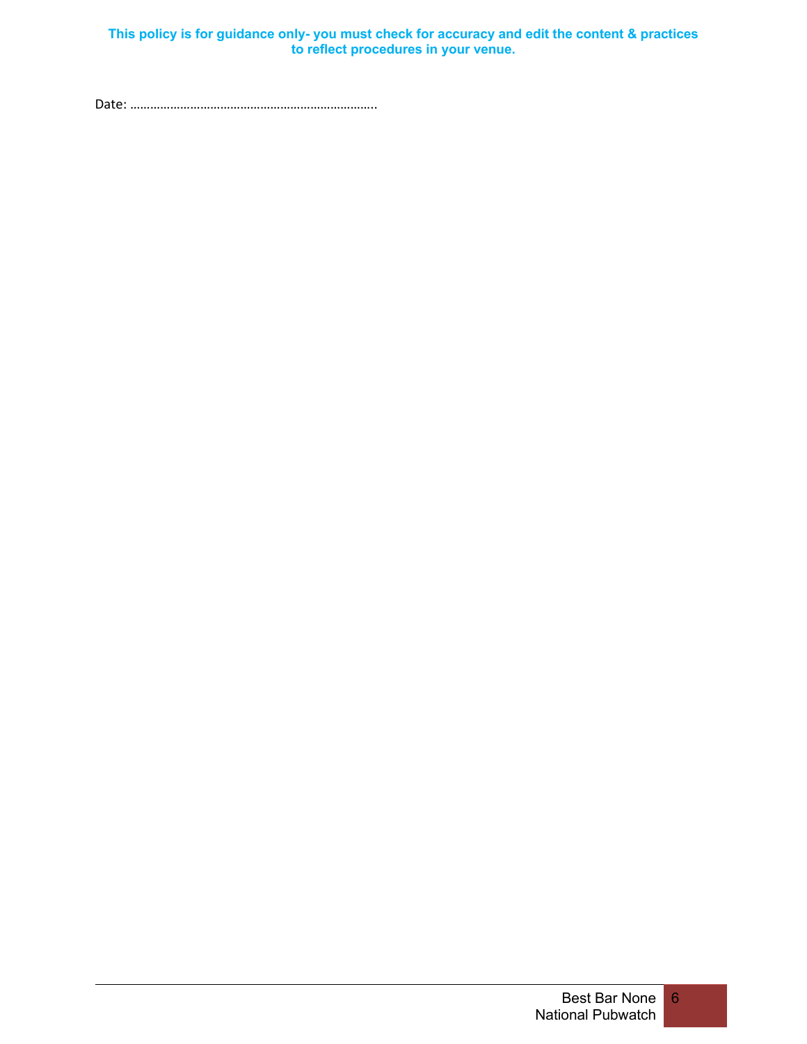**This policy is for guidance only- you must check for accuracy and edit the content & practices to reflect procedures in your venue.**

Date: ………………………………………………………………..